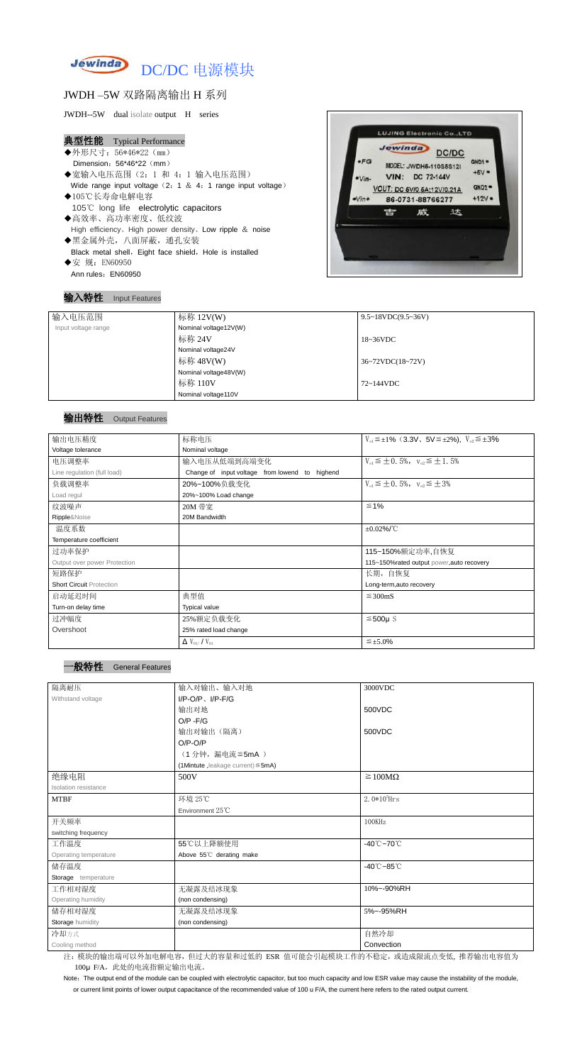# DC/DC 电源模块

## JWDH –5W 双路隔离输出 H 系列

JWDH--5W dual isolate output H series

### 典型性能 Typical Performance

- ◆外形尺寸：56*46*22（mm）
  Dimension：56*46*22（mm）
- ◆宽输入电压范围（2：1 和 4：1 输入电压范围）
  Wide range input voltage（2：1 & 4：1 range input voltage）
- ◆105℃长寿命电解电容
  105℃ long life electrolytic capacitors
- ◆高效率、高功率密度、低纹波
  High efficiency、High power density、Low ripple & noise
- ◆黑金属外壳，八面屏蔽，通孔安装
  Black metal shell，Eight face shield，Hole is installed
- ◆安 规：EN60950
  Ann rules：EN60950

### 输入特性 Input Features

| 输入电压范围 Input voltage range | 标称 12V(W) Nominal voltage12V(W) | 9.5~18VDC(9.5~36V) |
|---|---|---|
| | 标称 24V Nominal voltage24V | 18~36VDC |
| | 标称 48V(W) Nominal voltage48V(W) | 36~72VDC(18~72V) |
| | 标称 110V Nominal voltage110V | 72~144VDC |

### 输出特性 Output Features

| 输出电压精度 Voltage tolerance | 标称电压 Nominal voltage | $V_{o1}\leq\pm1\%$（3.3V、5V≤±2%），$V_{o2}\leq\pm3\%$ |
|---|---|---|
| 电压调整率 Line regulation (full load) | 输入电压从低端到高端变化 Change of input voltage from lowend to highend | $V_{o1}\leq\pm0.5\%$，$V_{o2}\leq\pm1.5\%$ |
| 负载调整率 Load regul | 20%~100%负载变化 20%~100% Load change | $V_{o1}\leq\pm0.5\%$，$V_{o2}\leq\pm3\%$ |
| 纹波噪声 Ripple&Noise | 20M 带宽 20M Bandwidth | ≤1% |
| 温度系数 Temperature coefficient | | ±0.02%/℃ |
| 过功率保护 Output over power Protection | | 115~150%额定功率,自恢复 115~150%rated output power,auto recovery |
| 短路保护 Short Circuit Protection | | 长期，自恢复 Long-term,auto recovery |
| 启动延迟时间 Turn-on delay time | 典型值 Typical value | ≤300mS |
| 过冲幅度 Overshoot | 25%额定负载变化 25% rated load change | ≤500μS |
| | $\Delta V_{01}/V_{01}$ | ≤±5.0% |

### 一般特性 General Features

| 隔离耐压 Withstand voltage | 输入对输出、输入对地 I/P-O/P、I/P-F/G | 3000VDC |
|---|---|---|
| | 输出对地 O/P -F/G | 500VDC |
| | 输出对输出（隔离）O/P-O/P | 500VDC |
| | （1 分钟，漏电流≦5mA）(1Mintute ,leakage current)≦5mA) | |
| 绝缘电阻 Isolation resistance | 500V | ≥100MΩ |
| MTBF | 环境 25℃ Environment 25℃ | $2.0*10^5$Hrs |
| 开关频率 switching frequency | | 100KHz |
| 工作温度 Operating temperature | 55℃以上降额使用 Above 55℃ derating make | -40℃~70℃ |
| 储存温度 Storage temperature | | -40℃~85℃ |
| 工作相对湿度 Operating humidity | 无凝露及结冰现象 (non condensing) | 10%~-90%RH |
| 储存相对湿度 Storage humidity | 无凝露及结冰现象 (non condensing) | 5%~-95%RH |
| 冷却方式 Cooling method | | 自然冷却 Convection |

注：模块的输出端可以外加电解电容，但过大的容量和过低的 ESR 值可能会引起模块工作的不稳定，或造成限流点变低，推荐输出电容值为 100μ F/A，此处的电流指额定输出电流。

Note：The output end of the module can be coupled with electrolytic capacitor, but too much capacity and low ESR value may cause the instability of the module, or current limit points of lower output capacitance of the recommended value of 100 u F/A, the current here refers to the rated output current.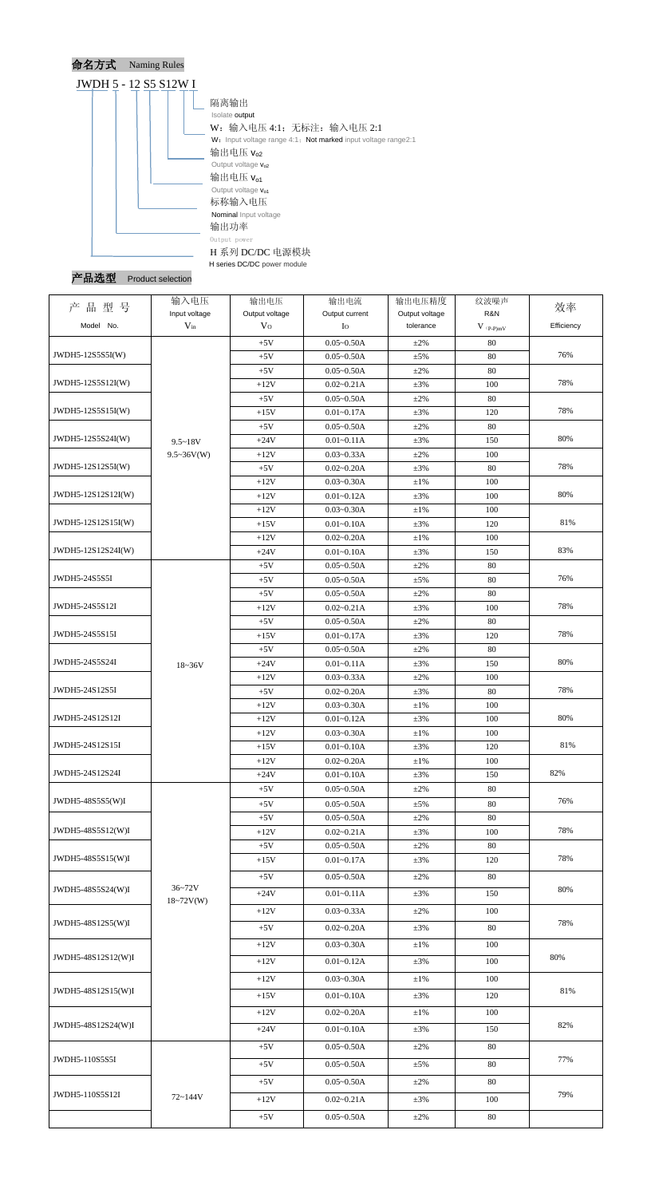## 命名方式 Naming Rules

JWDH 5 - 12 S5 S12W I

- I：隔离输出 Isolate output
- W：输入电压 4:1；无标注：输入电压 2:1
  W：Input voltage range 4:1；Not marked input voltage range2:1
- S12：输出电压 $V_{o2}$ Output voltage $V_{o2}$
- S5：输出电压 $V_{o1}$ Output voltage $V_{o1}$
- 12：标称输入电压 Nominal input voltage
- 5：输出功率 Output power
- JWDH：H 系列 DC/DC 电源模块 H series DC/DC power module

## 产品选型 Product selection

| 产品型号 Model No. | 输入电压 Input voltage $V_{in}$ | 输出电压 Output voltage $V_O$ | 输出电流 Output current $I_O$ | 输出电压精度 Output voltage tolerance | 纹波噪声 R&N $V_{(P-P)mV}$ | 效率 Efficiency |
|---|---|---|---|---|---|---|
| JWDH5-12S5S5I(W) | 9.5~18V<br>9.5~36V(W) | +5V | 0.05~0.50A | ±2% | 80 | 76% |
| | | +5V | 0.05~0.50A | ±5% | 80 | |
| JWDH5-12S5S12I(W) | | +5V | 0.05~0.50A | ±2% | 80 | 78% |
| | | +12V | 0.02~0.21A | ±3% | 100 | |
| JWDH5-12S5S15I(W) | | +5V | 0.05~0.50A | ±2% | 80 | 78% |
| | | +15V | 0.01~0.17A | ±3% | 120 | |
| JWDH5-12S5S24I(W) | | +5V | 0.05~0.50A | ±2% | 80 | 80% |
| | | +24V | 0.01~0.11A | ±3% | 150 | |
| JWDH5-12S12S5I(W) | | +12V | 0.03~0.33A | ±2% | 100 | 78% |
| | | +5V | 0.02~0.20A | ±3% | 80 | |
| JWDH5-12S12S12I(W) | | +12V | 0.03~0.30A | ±1% | 100 | 80% |
| | | +12V | 0.01~0.12A | ±3% | 100 | |
| JWDH5-12S12S15I(W) | | +12V | 0.03~0.30A | ±1% | 100 | 81% |
| | | +15V | 0.01~0.10A | ±3% | 120 | |
| JWDH5-12S12S24I(W) | | +12V | 0.02~0.20A | ±1% | 100 | 83% |
| | | +24V | 0.01~0.10A | ±3% | 150 | |
| JWDH5-24S5S5I | 18~36V | +5V | 0.05~0.50A | ±2% | 80 | 76% |
| | | +5V | 0.05~0.50A | ±5% | 80 | |
| JWDH5-24S5S12I | | +5V | 0.05~0.50A | ±2% | 80 | 78% |
| | | +12V | 0.02~0.21A | ±3% | 100 | |
| JWDH5-24S5S15I | | +5V | 0.05~0.50A | ±2% | 80 | 78% |
| | | +15V | 0.01~0.17A | ±3% | 120 | |
| JWDH5-24S5S24I | | +5V | 0.05~0.50A | ±2% | 80 | 80% |
| | | +24V | 0.01~0.11A | ±3% | 150 | |
| JWDH5-24S12S5I | | +12V | 0.03~0.33A | ±2% | 100 | 78% |
| | | +5V | 0.02~0.20A | ±3% | 80 | |
| JWDH5-24S12S12I | | +12V | 0.03~0.30A | ±1% | 100 | 80% |
| | | +12V | 0.01~0.12A | ±3% | 100 | |
| JWDH5-24S12S15I | | +12V | 0.03~0.30A | ±1% | 100 | 81% |
| | | +15V | 0.01~0.10A | ±3% | 120 | |
| JWDH5-24S12S24I | | +12V | 0.02~0.20A | ±1% | 100 | 82% |
| | | +24V | 0.01~0.10A | ±3% | 150 | |
| JWDH5-48S5S5(W)I | 36~72V<br>18~72V(W) | +5V | 0.05~0.50A | ±2% | 80 | 76% |
| | | +5V | 0.05~0.50A | ±5% | 80 | |
| JWDH5-48S5S12(W)I | | +5V | 0.05~0.50A | ±2% | 80 | 78% |
| | | +12V | 0.02~0.21A | ±3% | 100 | |
| JWDH5-48S5S15(W)I | | +5V | 0.05~0.50A | ±2% | 80 | 78% |
| | | +15V | 0.01~0.17A | ±3% | 120 | |
| JWDH5-48S5S24(W)I | | +5V | 0.05~0.50A | ±2% | 80 | 80% |
| | | +24V | 0.01~0.11A | ±3% | 150 | |
| JWDH5-48S12S5(W)I | | +12V | 0.03~0.33A | ±2% | 100 | 78% |
| | | +5V | 0.02~0.20A | ±3% | 80 | |
| JWDH5-48S12S12(W)I | | +12V | 0.03~0.30A | ±1% | 100 | 80% |
| | | +12V | 0.01~0.12A | ±3% | 100 | |
| JWDH5-48S12S15(W)I | | +12V | 0.03~0.30A | ±1% | 100 | 81% |
| | | +15V | 0.01~0.10A | ±3% | 120 | |
| JWDH5-48S12S24(W)I | | +12V | 0.02~0.20A | ±1% | 100 | 82% |
| | | +24V | 0.01~0.10A | ±3% | 150 | |
| JWDH5-110S5S5I | 72~144V | +5V | 0.05~0.50A | ±2% | 80 | 77% |
| | | +5V | 0.05~0.50A | ±5% | 80 | |
| JWDH5-110S5S12I | | +5V | 0.05~0.50A | ±2% | 80 | 79% |
| | | +12V | 0.02~0.21A | ±3% | 100 | |
| | | +5V | 0.05~0.50A | ±2% | 80 | |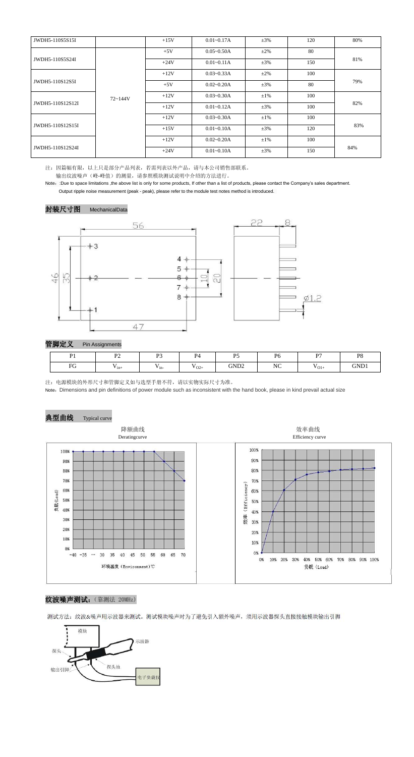| | | | | | | |
|---|---|---|---|---|---|---|
| JWDH5-110S5S15I | 72~144V | +15V | 0.01~0.17A | ±3% | 120 | 80% |
| JWDH5-110S5S24I | | +5V | 0.05~0.50A | ±2% | 80 | 81% |
| | | +24V | 0.01~0.11A | ±3% | 150 | |
| JWDH5-110S12S5I | | +12V | 0.03~0.33A | ±2% | 100 | 79% |
| | | +5V | 0.02~0.20A | ±3% | 80 | |
| JWDH5-110S12S12I | | +12V | 0.03~0.30A | ±1% | 100 | 82% |
| | | +12V | 0.01~0.12A | ±3% | 100 | |
| JWDH5-110S12S15I | | +12V | 0.03~0.30A | ±1% | 100 | 83% |
| | | +15V | 0.01~0.10A | ±3% | 120 | |
| JWDH5-110S12S24I | | +12V | 0.02~0.20A | ±1% | 100 | 84% |
| | | +24V | 0.01~0.10A | ±3% | 150 | |

注：因篇幅有限，以上只是部分产品列表，若需列表以外产品，请与本公司销售部联系。
输出纹波噪声（峰-峰值）的测量，请参照模块测试说明中介绍的方法进行。

Note: :Due to space limitations ,the above list is only for some products, If other than a list of products, please contact the Company's sales department.
Output ripple noise measurement (peak - peak), please refer to the module test notes method is introduced.

## 封装尺寸图 MechanicalData

56
22
8
3
4
5
6
7
8
2
1
46
35
10
20
47
Ø1.2

## 管脚定义 Pin Assignments

| P1 | P2 | P3 | P4 | P5 | P6 | P7 | P8 |
|---|---|---|---|---|---|---|---|
| FG | $V_{in+}$ | $V_{in-}$ | $V_{O2+}$ | GND2 | NC | $V_{O1+}$ | GND1 |

注：电源模块的外形尺寸和管脚定义如与选型手册不符，请以实物实际尺寸为准。

Note: Dimensions and pin definitions of power module such as inconsistent with the hand book, please in kind prevail actual size

## 典型曲线 Typical curve

降额曲线
Deratingcurve

100%
90%
80%
70%
60%
50%
40%
30%
20%
10%
0%
负载(Load)
-40 -35 ··· 30 35 40 45 50 55 60 65 70
环境温度 (Environment)℃

效率曲线
Efficiency curve

100%
90%
80%
70%
60%
50%
40%
30%
20%
10%
0%
效率 (Efficiency)
0% 10% 20% 30% 40% 50% 60% 70% 80% 90% 100%
负载 (Load)

## 纹波噪声测试：（靠测法 20MHz）

测试方法：纹波&噪声用示波器来测试。测试模块噪声时为了避免引入额外噪声，须用示波器探头直接接触模块输出引脚

模块
示波器
探头
探头地
输出引脚
电子负载仪